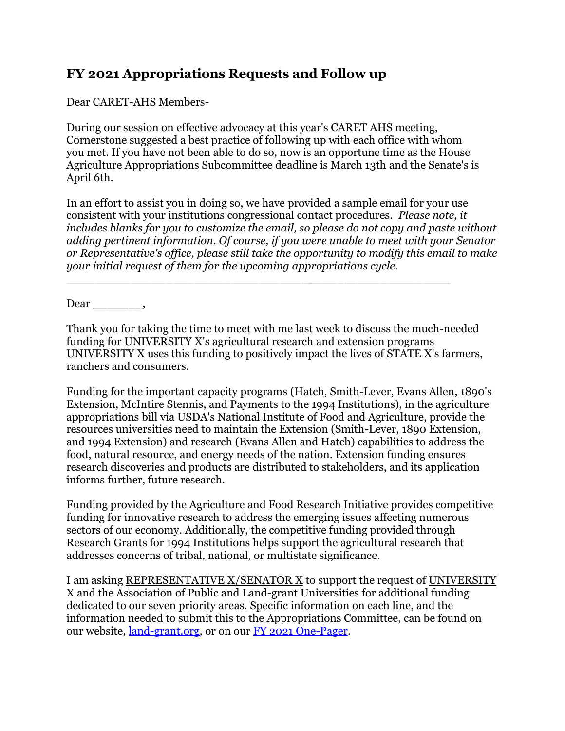## FY 2021 Appropriations Requests and Follow up

Dear CARET-AHS Members-

During our session on effective advocacy at this year's CARET AHS meeting, Cornerstone suggested a best practice of following up with each office with whom you met. If you have not been able to do so, now is an opportune time as the House Agriculture Appropriations Subcommittee deadline is March 13th and the Senate's is April 6th.

In an effort to assist you in doing so, we have provided a sample email for your use consistent with your institutions congressional contact procedures. *Please note, it includes blanks for you to customize the email, so please do not copy and paste without adding pertinent information. Of course, if you were unable to meet with your Senator or Representative's office, please still take the opportunity to modify this email to make your initial request of them for the upcoming appropriations cycle.*

---

Dear ________,

Thank you for taking the time to meet with me last week to discuss the much-needed funding for UNIVERSITY X's agricultural research and extension programs UNIVERSITY X uses this funding to positively impact the lives of STATE X's farmers, ranchers and consumers.

Funding for the important capacity programs (Hatch, Smith-Lever, Evans Allen, 1890's Extension, McIntire Stennis, and Payments to the 1994 Institutions), in the agriculture appropriations bill via USDA's National Institute of Food and Agriculture, provide the resources universities need to maintain the Extension (Smith-Lever, 1890 Extension, and 1994 Extension) and research (Evans Allen and Hatch) capabilities to address the food, natural resource, and energy needs of the nation. Extension funding ensures research discoveries and products are distributed to stakeholders, and its application informs further, future research.

Funding provided by the Agriculture and Food Research Initiative provides competitive funding for innovative research to address the emerging issues affecting numerous sectors of our economy. Additionally, the competitive funding provided through Research Grants for 1994 Institutions helps support the agricultural research that addresses concerns of tribal, national, or multistate significance.

I am asking REPRESENTATIVE X/SENATOR X to support the request of UNIVERSITY X and the Association of Public and Land-grant Universities for additional funding dedicated to our seven priority areas. Specific information on each line, and the information needed to submit this to the Appropriations Committee, can be found on our website, land-grant.org, or on our FY 2021 One-Pager.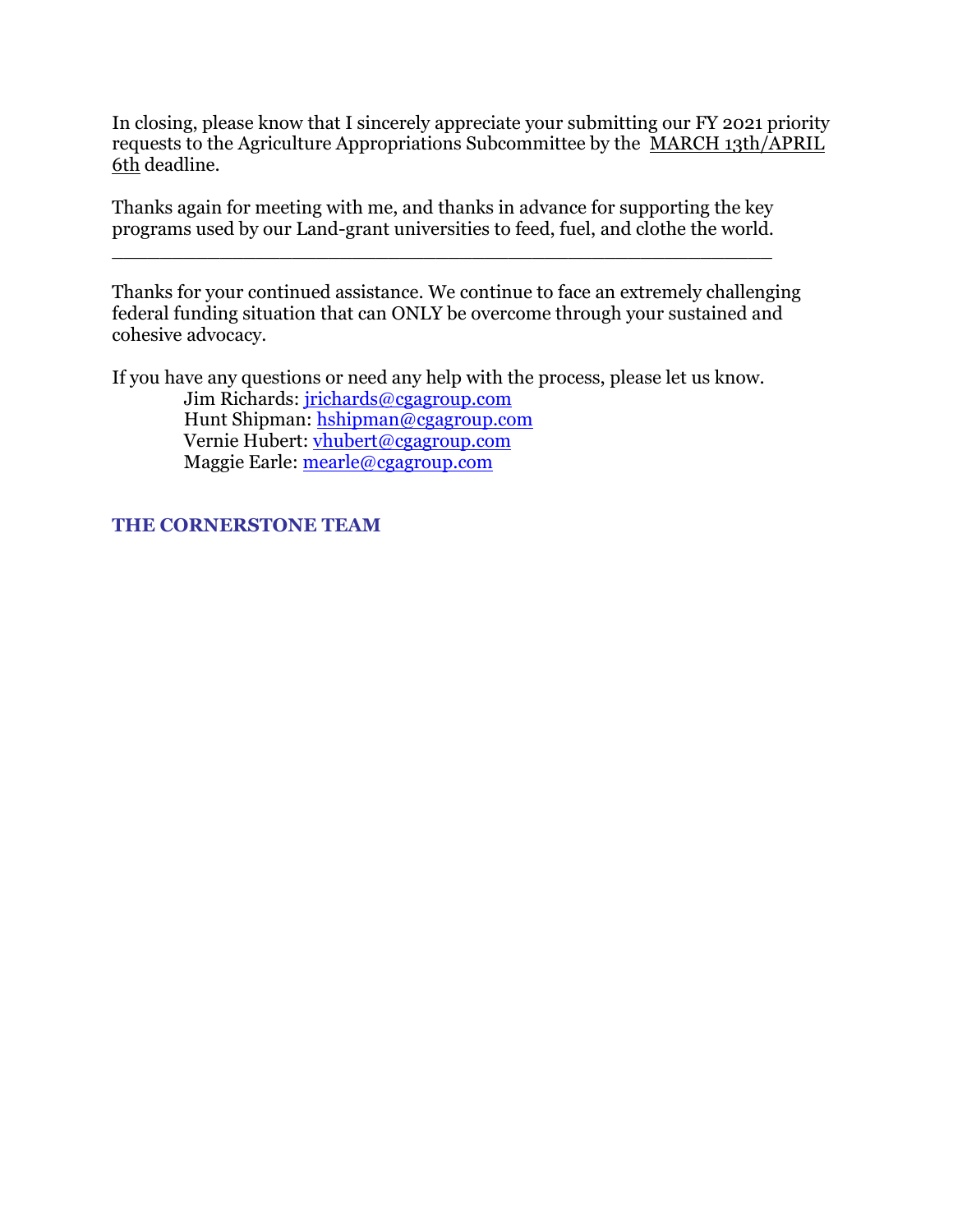In closing, please know that I sincerely appreciate your submitting our FY 2021 priority requests to the Agriculture Appropriations Subcommittee by the MARCH 13th/APRIL 6th deadline.

Thanks again for meeting with me, and thanks in advance for supporting the key programs used by our Land-grant universities to feed, fuel, and clothe the world.

---

Thanks for your continued assistance. We continue to face an extremely challenging federal funding situation that can ONLY be overcome through your sustained and cohesive advocacy.

If you have any questions or need any help with the process, please let us know.

Jim Richards: jrichards@cgagroup.com
Hunt Shipman: hshipman@cgagroup.com
Vernie Hubert: vhubert@cgagroup.com
Maggie Earle: mearle@cgagroup.com

**THE CORNERSTONE TEAM**